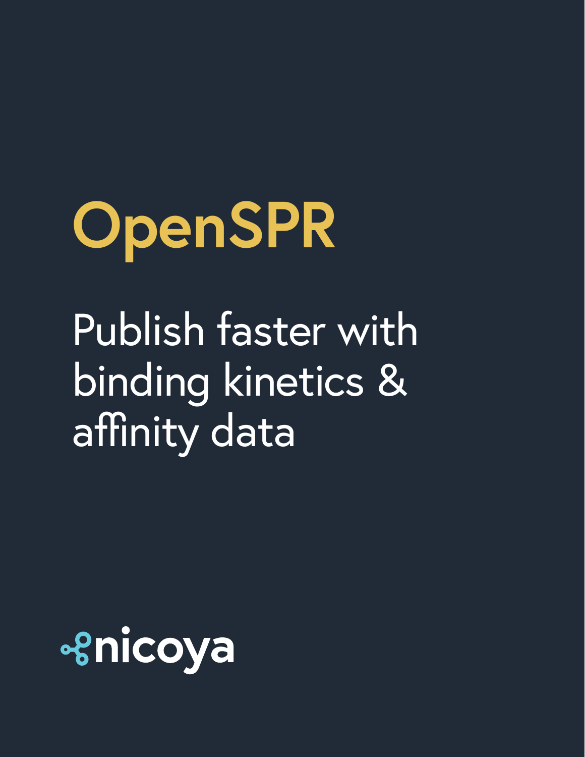# OpenSPR

## Publish faster with binding kinetics & affinity data

nicoya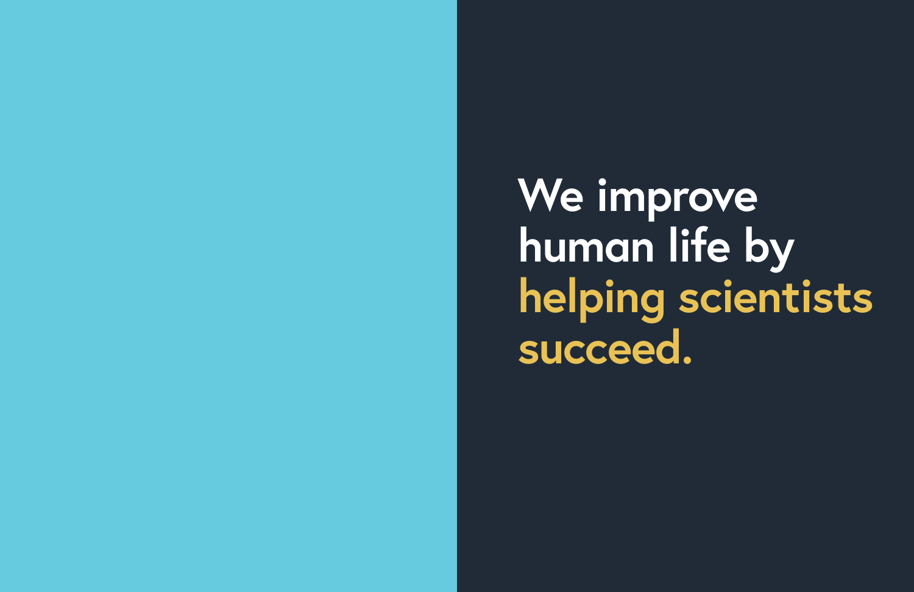We improve human life by **helping scientists succeed.**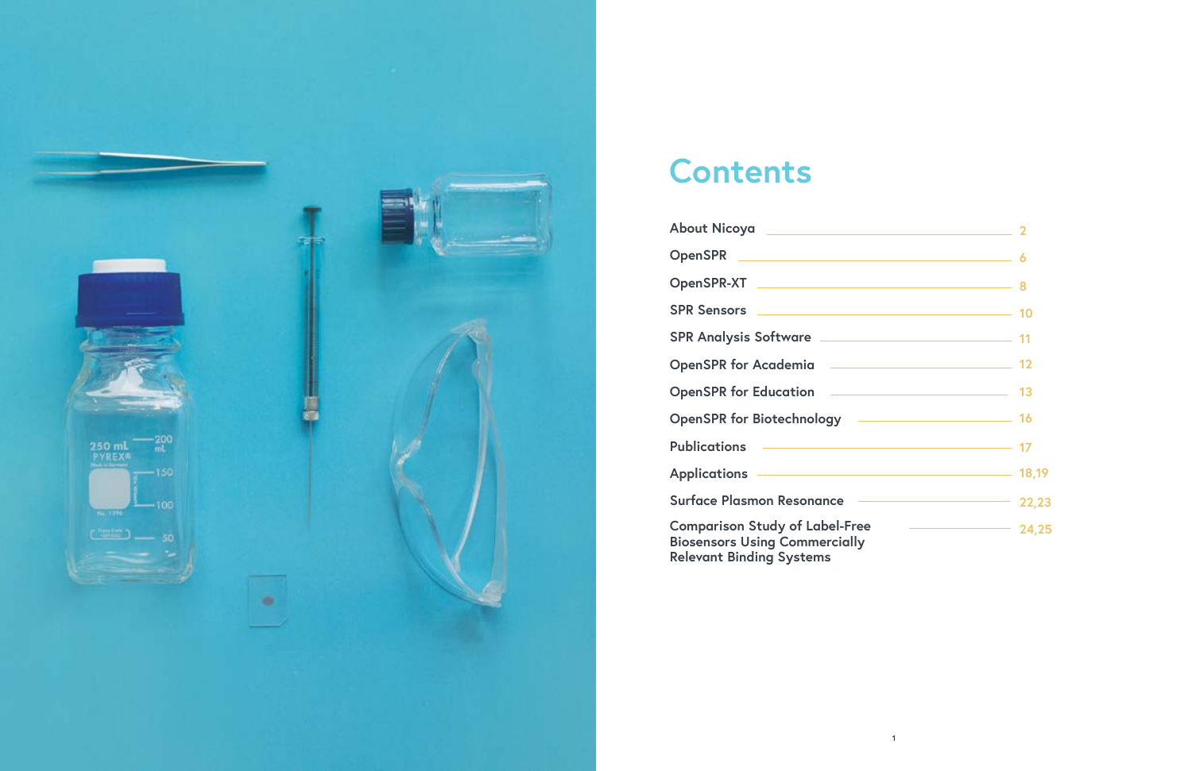# Contents

| Section | Page |
| --- | --- |
| About Nicoya | 2 |
| OpenSPR | 6 |
| OpenSPR-XT | 8 |
| SPR Sensors | 10 |
| SPR Analysis Software | 11 |
| OpenSPR for Academia | 12 |
| OpenSPR for Education | 13 |
| OpenSPR for Biotechnology | 16 |
| Publications | 17 |
| Applications | 18,19 |
| Surface Plasmon Resonance | 22,23 |
| Comparison Study of Label-Free Biosensors Using Commercially Relevant Binding Systems | 24,25 |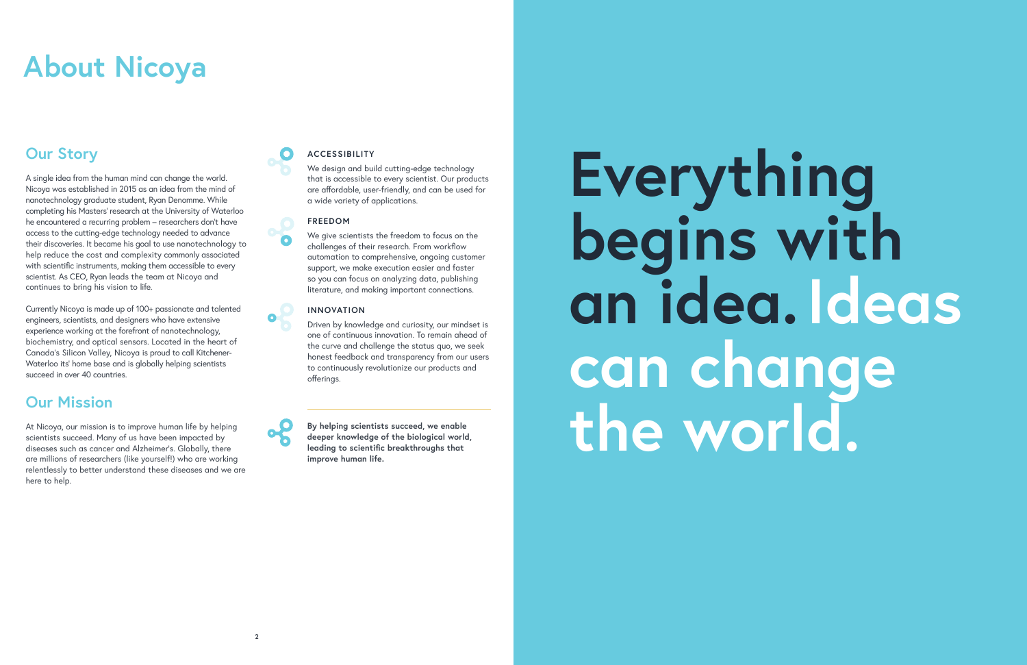# About Nicoya

## Our Story

A single idea from the human mind can change the world. Nicoya was established in 2015 as an idea from the mind of nanotechnology graduate student, Ryan Denomme. While completing his Masters' research at the University of Waterloo he encountered a recurring problem – researchers don't have access to the cutting-edge technology needed to advance their discoveries. It became his goal to use nanotechnology to help reduce the cost and complexity commonly associated with scientific instruments, making them accessible to every scientist. As CEO, Ryan leads the team at Nicoya and continues to bring his vision to life.

Currently Nicoya is made up of 100+ passionate and talented engineers, scientists, and designers who have extensive experience working at the forefront of nanotechnology, biochemistry, and optical sensors. Located in the heart of Canada's Silicon Valley, Nicoya is proud to call Kitchener-Waterloo its' home base and is globally helping scientists succeed in over 40 countries.

## Our Mission

At Nicoya, our mission is to improve human life by helping scientists succeed. Many of us have been impacted by diseases such as cancer and Alzheimer's. Globally, there are millions of researchers (like yourself!) who are working relentlessly to better understand these diseases and we are here to help.

### ACCESSIBILITY

We design and build cutting-edge technology that is accessible to every scientist. Our products are affordable, user-friendly, and can be used for a wide variety of applications.

### FREEDOM

We give scientists the freedom to focus on the challenges of their research. From workflow automation to comprehensive, ongoing customer support, we make execution easier and faster so you can focus on analyzing data, publishing literature, and making important connections.

### INNOVATION

Driven by knowledge and curiosity, our mindset is one of continuous innovation. To remain ahead of the curve and challenge the status quo, we seek honest feedback and transparency from our users to continuously revolutionize our products and offerings.

---

**By helping scientists succeed, we enable deeper knowledge of the biological world, leading to scientific breakthroughs that improve human life.**

# Everything begins with an idea. Ideas can change the world.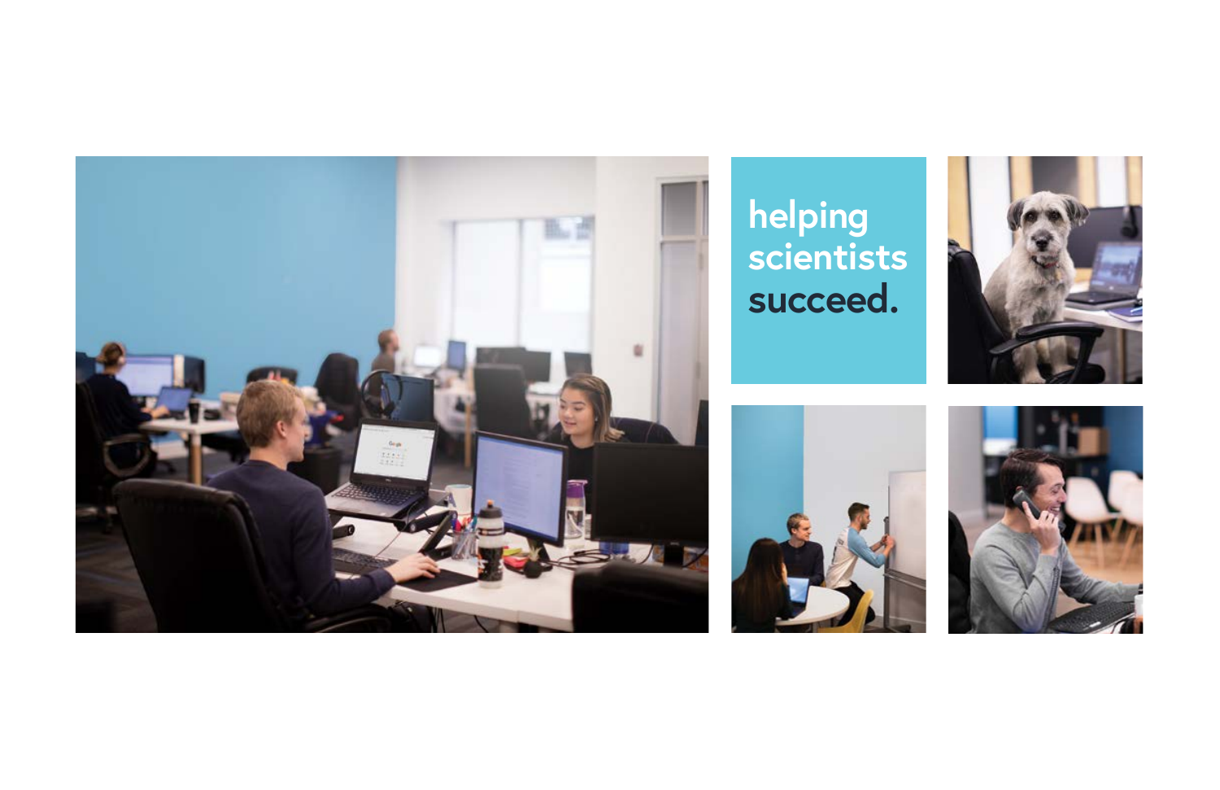helping scientists succeed.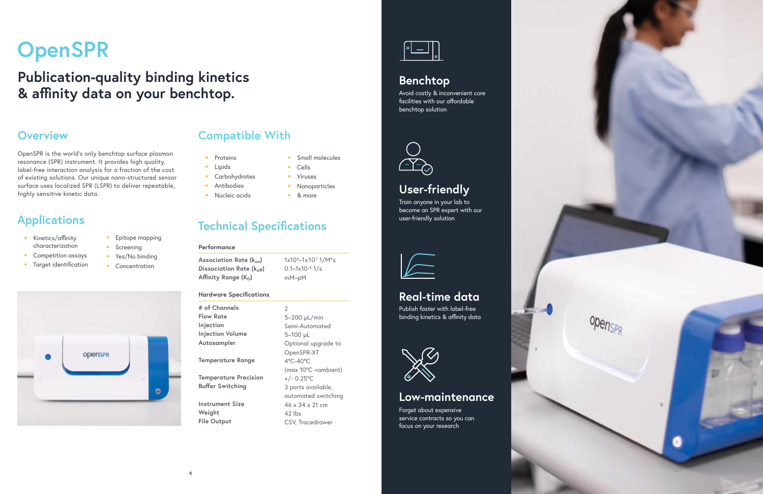# OpenSPR

## Publication-quality binding kinetics & affinity data on your benchtop.

## Overview

OpenSPR is the world's only benchtop surface plasmon resonance (SPR) instrument. It provides high quality, label-free interaction analysis for a fraction of the cost of existing solutions. Our unique nano-structured sensor surface uses localized SPR (LSPR) to deliver repeatable, highly sensitive kinetic data.

## Applications

- Kinetics/affinity characterization
- Competition assays
- Target identification
- Epitope mapping
- Screening
- Yes/No binding
- Concentration

## Compatible With

- Proteins
- Lipids
- Carbohydrates
- Antibodies
- Nucleic acids
- Small molecules
- Cells
- Viruses
- Nanoparticles
- & more

## Technical Specifications

**Performance**

| | |
|---|---|
| **Association Rate ($k_{on}$)** | $1 \times 10^3$–$1 \times 10^7$ 1/M*s |
| **Dissociation Rate ($k_{off}$)** | 0.1–$1 \times 10^{-5}$ 1/s |
| **Affinity Range ($K_D$)** | mM–pM |

**Hardware Specifications**

| | |
|---|---|
| **# of Channels** | 2 |
| **Flow Rate** | 5–200 µL/min |
| **Injection** | Semi-Automated |
| **Injection Volume** | 5–100 µL |
| **Autosampler** | Optional upgrade to OpenSPR-XT |
| **Temperature Range** | 4°C-40°C (max 10°C <ambient) |
| **Temperature Precision** | +/- 0.25°C |
| **Buffer Switching** | 3 ports available, automated switching |
| **Instrument Size** | 46 x 34 x 21 cm |
| **Weight** | 42 lbs |
| **File Output** | CSV, Tracedrawer |

### Benchtop

Avoid costly & inconvenient core facilities with our affordable benchtop solution

### User-friendly

Train anyone in your lab to become an SPR expert with our user-friendly solution

### Real-time data

Publish faster with label-free binding kinetics & affinity data

### Low-maintenance

Forget about expensive service contracts so you can focus on your research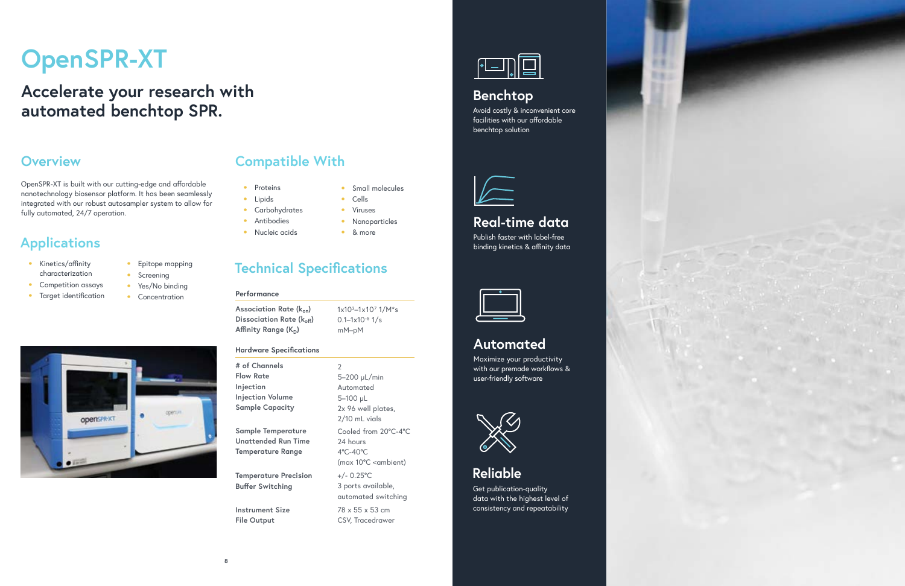# OpenSPR-XT

## Accelerate your research with automated benchtop SPR.

## Overview

OpenSPR-XT is built with our cutting-edge and affordable nanotechnology biosensor platform. It has been seamlessly integrated with our robust autosampler system to allow for fully automated, 24/7 operation.

## Applications

- Kinetics/affinity characterization
- Competition assays
- Target identification
- Epitope mapping
- Screening
- Yes/No binding
- Concentration

## Compatible With

- Proteins
- Lipids
- Carbohydrates
- Antibodies
- Nucleic acids
- Small molecules
- Cells
- Viruses
- Nanoparticles
- & more

## Technical Specifications

| Performance | |
|---|---|
| **Association Rate ($k_{on}$)** | $1x10^3$–$1x10^7$ 1/M*s |
| **Dissociation Rate ($k_{off}$)** | 0.1–$1x10^{-5}$ 1/s |
| **Affinity Range ($K_D$)** | mM–pM |

| Hardware Specifications | |
|---|---|
| **# of Channels** | 2 |
| **Flow Rate** | 5–200 µL/min |
| **Injection** | Automated |
| **Injection Volume** | 5–100 µL |
| **Sample Capacity** | 2x 96 well plates, 2/10 mL vials |
| **Sample Temperature** | Cooled from 20°C-4°C |
| **Unattended Run Time** | 24 hours |
| **Temperature Range** | 4°C-40°C (max 10°C <ambient) |
| **Temperature Precision** | +/- 0.25°C |
| **Buffer Switching** | 3 ports available, automated switching |
| **Instrument Size** | 78 x 55 x 53 cm |
| **File Output** | CSV, Tracedrawer |

## Benchtop

Avoid costly & inconvenient core facilities with our affordable benchtop solution

## Real-time data

Publish faster with label-free binding kinetics & affinity data

## Automated

Maximize your productivity with our premade workflows & user-friendly software

## Reliable

Get publication-quality data with the highest level of consistency and repeatability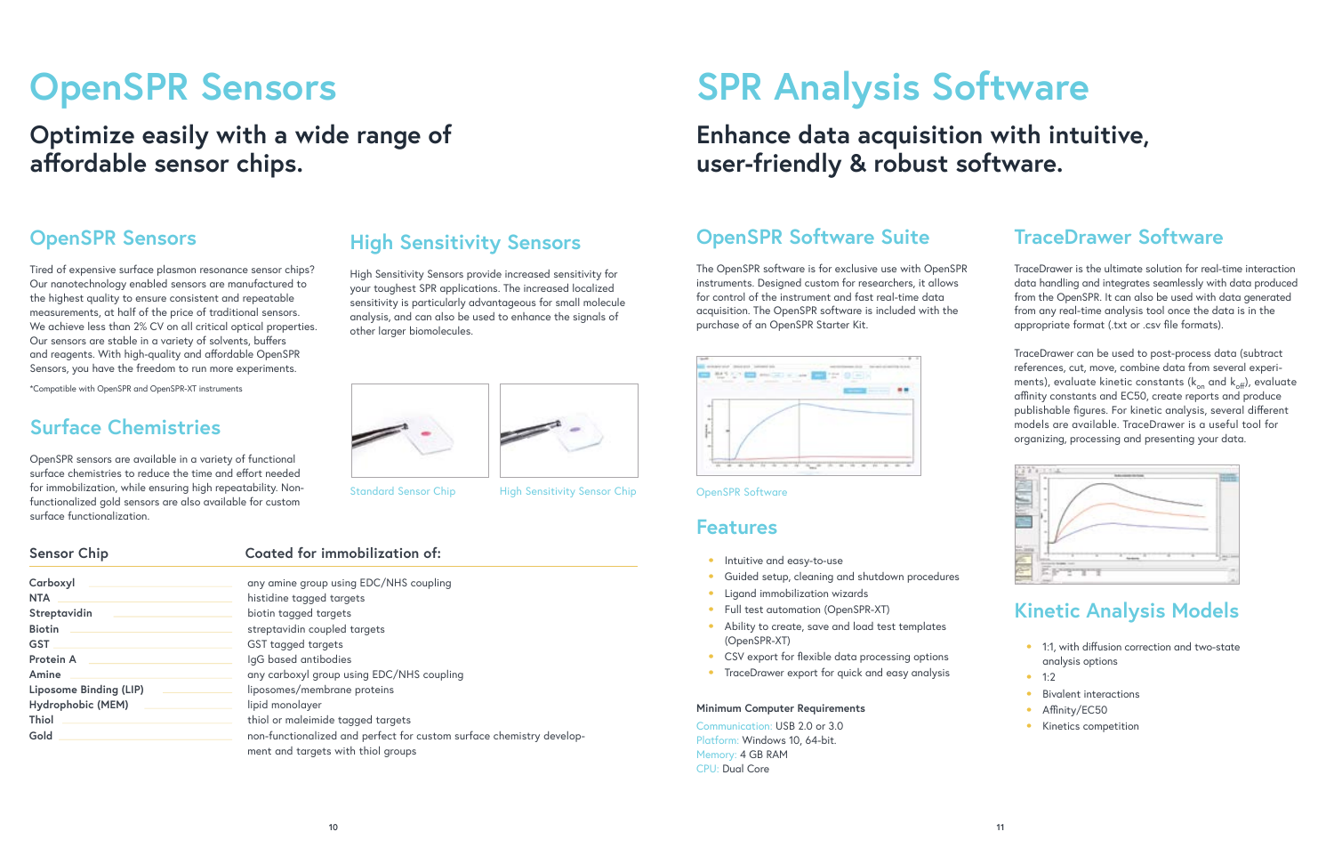# OpenSPR Sensors

## Optimize easily with a wide range of affordable sensor chips.

### OpenSPR Sensors

Tired of expensive surface plasmon resonance sensor chips? Our nanotechnology enabled sensors are manufactured to the highest quality to ensure consistent and repeatable measurements, at half of the price of traditional sensors. We achieve less than 2% CV on all critical optical properties. Our sensors are stable in a variety of solvents, buffers and reagents. With high-quality and affordable OpenSPR Sensors, you have the freedom to run more experiments.

*Compatible with OpenSPR and OpenSPR-XT instruments

### Surface Chemistries

OpenSPR sensors come with a variety of functional surface chemistries to reduce the time and effort needed for immobilization, while ensuring high repeatability. Non-functionalized gold sensors are also available for custom surface functionalization.

### High Sensitivity Sensors

High Sensitivity Sensors provide increased sensitivity for your toughest SPR applications. The increased localized sensitivity is particularly advantageous for small molecule analysis, and can also be used to enhance the signals of other larger biomolecules.

Standard Sensor Chip

High Sensitivity Sensor Chip

| Sensor Chip | Coated for immobilization of: |
|---|---|
| **Carboxyl** | any amine group using EDC/NHS coupling |
| **NTA** | histidine tagged targets |
| **Streptavidin** | biotin tagged targets |
| **Biotin** | streptavidin coupled targets |
| **GST** | GST tagged targets |
| **Protein A** | IgG based antibodies |
| **Amine** | any carboxyl group using EDC/NHS coupling |
| **Liposome Binding (LIP)** | liposomes/membrane proteins |
| **Hydrophobic (MEM)** | lipid monolayer |
| **Thiol** | thiol or maleimide tagged targets |
| **Gold** | non-functionalized and perfect for custom surface chemistry development and targets with thiol groups |

# SPR Analysis Software

## Enhance data acquisition with intuitive, user-friendly & robust software.

### OpenSPR Software Suite

The OpenSPR software is for exclusive use with OpenSPR instruments. Designed custom for researchers, it allows for control of the instrument and fast real-time data acquisition. The OpenSPR software is included with the purchase of an OpenSPR Starter Kit.

OpenSPR Software

### Features

- Intuitive and easy-to-use
- Guided setup, cleaning and shutdown procedures
- Ligand immobilization wizards
- Full test automation (OpenSPR-XT)
- Ability to create, save and load test templates (OpenSPR-XT)
- CSV export for flexible data processing options
- TraceDrawer export for quick and easy analysis

**Minimum Computer Requirements**

Communication: USB 2.0 or 3.0
Platform: Windows 10, 64-bit.
Memory: 4 GB RAM
CPU: Dual Core

### TraceDrawer Software

TraceDrawer is the ultimate solution for real-time interaction data handling and integrates seamlessly with data produced from the OpenSPR. It can also be used with data generated from any real-time analysis tool once the data is in the appropriate format (.txt or .csv file formats).

TraceDrawer can be used to post-process data (subtract references, cut, move, combine data from several experiments), evaluate kinetic constants ($k_{on}$ and $k_{off}$), evaluate affinity constants and EC50, create reports and produce publishable figures. For kinetic analysis, several different models are available. TraceDrawer is a useful tool for organizing, processing and presenting your data.

### Kinetic Analysis Models

- 1:1, with diffusion correction and two-state analysis options
- 1:2
- Bivalent interactions
- Affinity/EC50
- Kinetics competition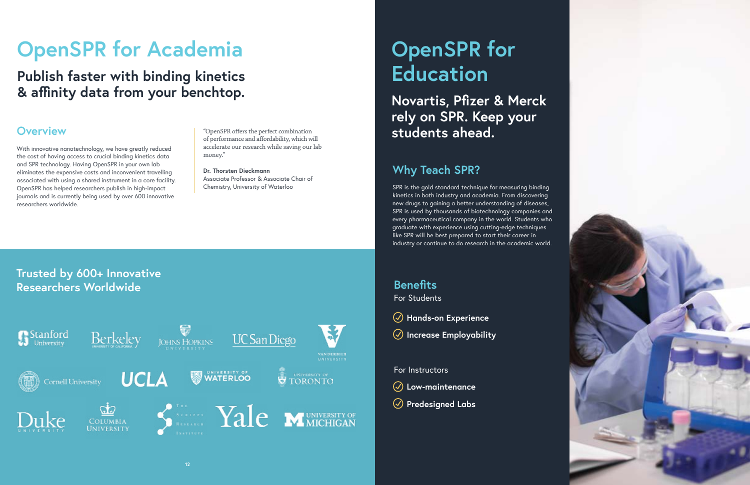# OpenSPR for Academia

## Publish faster with binding kinetics & affinity data from your benchtop.

### Overview

With innovative nanotechnology, we have greatly reduced the cost of having access to crucial binding kinetics data and SPR technology. Having OpenSPR in your own lab eliminates the expensive costs and inconvenient travelling associated with using a shared instrument in a core facility. OpenSPR has helped researchers publish in high-impact journals and is currently being used by over 600 innovative researchers worldwide.

"OpenSPR offers the perfect combination of performance and affordability, which will accelerate our research while saving our lab money."

**Dr. Thorsten Dieckmann**
Associate Professor & Associate Chair of Chemistry, University of Waterloo

### Trusted by 600+ Innovative Researchers Worldwide

Stanford University · Berkeley University of California · Johns Hopkins University · UC San Diego · Vanderbilt University · Cornell University · UCLA · University of Waterloo · University of Toronto · Duke University · Columbia University · The Scripps Research Institute · Yale · University of Michigan

# OpenSPR for Education

## Novartis, Pfizer & Merck rely on SPR. Keep your students ahead.

### Why Teach SPR?

SPR is the gold standard technique for measuring binding kinetics in both industry and academia. From discovering new drugs to gaining a better understanding of diseases, SPR is used by thousands of biotechnology companies and every pharmaceutical company in the world. Students who graduate with experience using cutting-edge techniques like SPR will be best prepared to start their career in industry or continue to do research in the academic world.

### Benefits

For Students

- **Hands-on Experience**
- **Increase Employability**

For Instructors

- **Low-maintenance**
- **Predesigned Labs**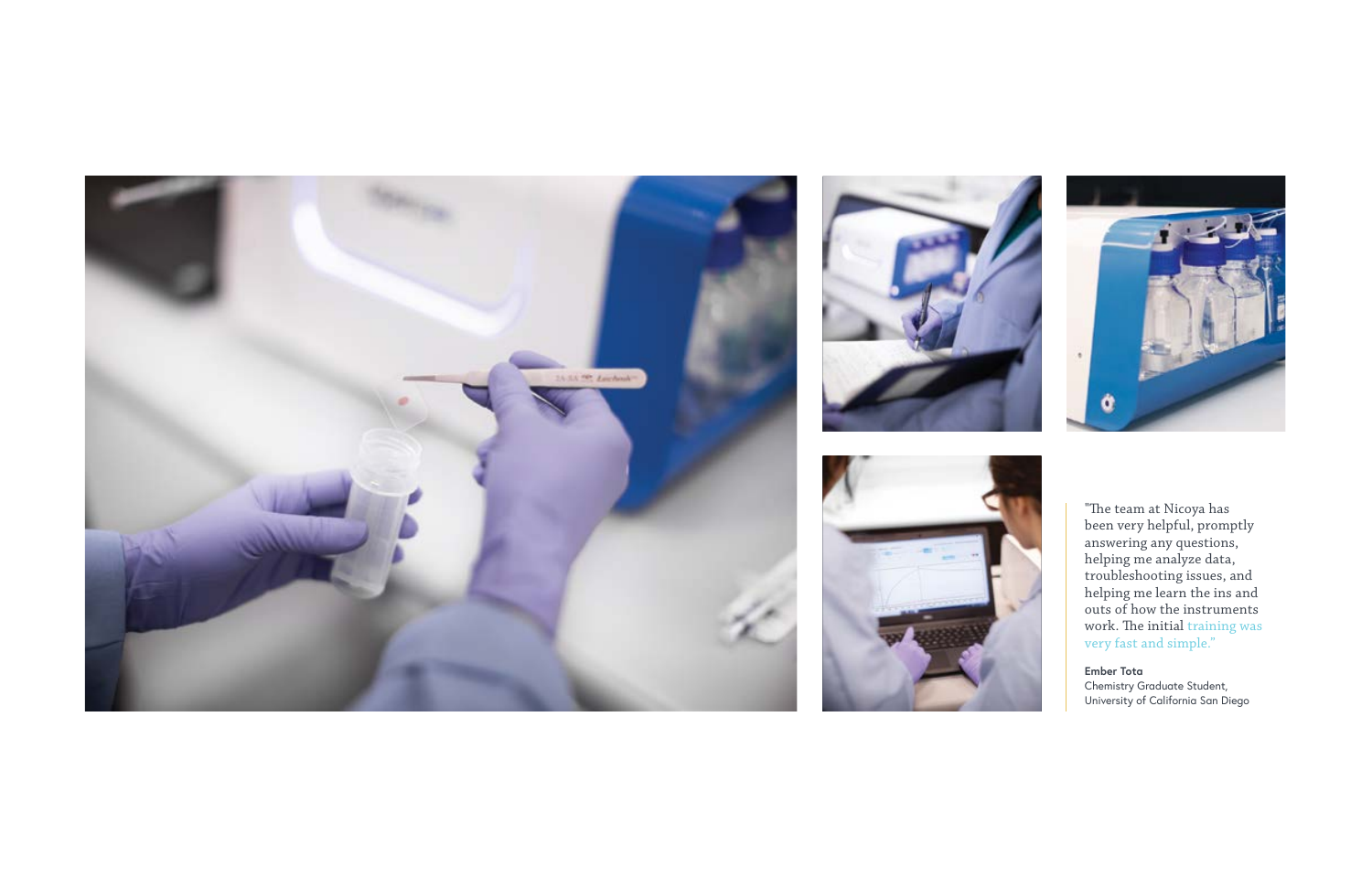"The team at Nicoya has been very helpful, promptly answering any questions, helping me analyze data, troubleshooting issues, and helping me learn the ins and outs of how the instruments work. The initial training was very fast and simple."

**Ember Tota**
Chemistry Graduate Student,
University of California San Diego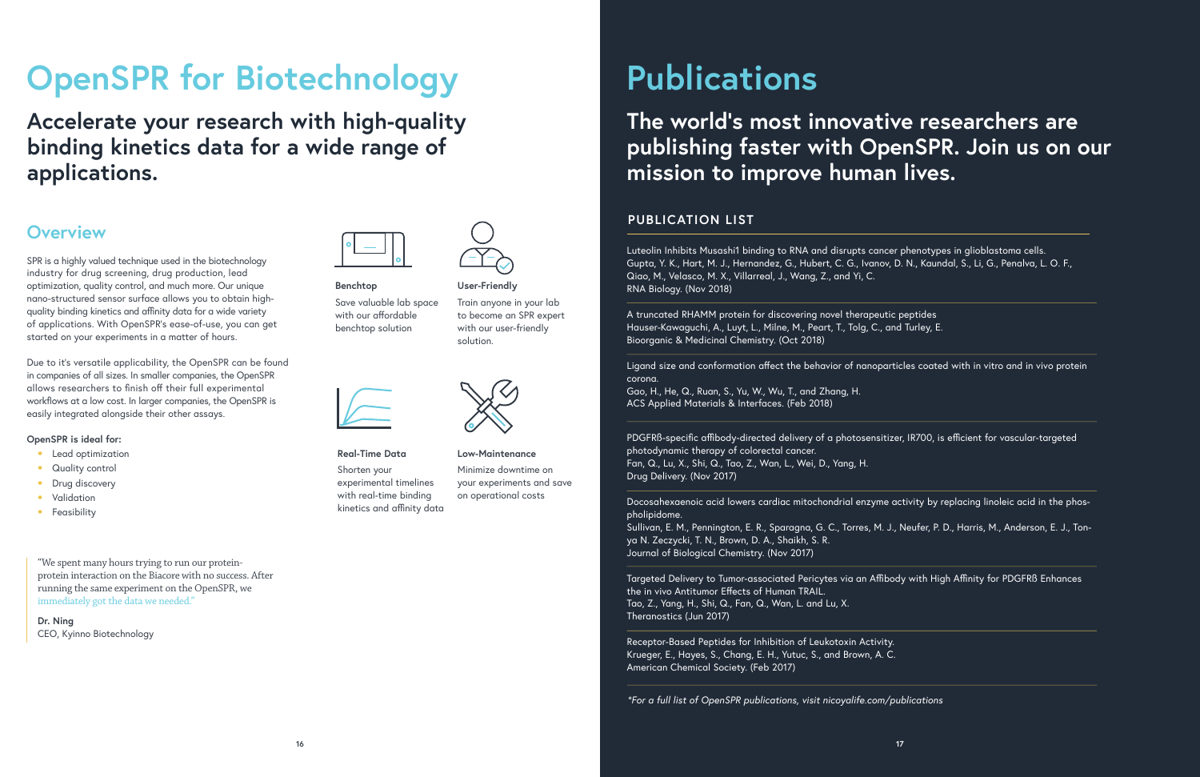# OpenSPR for Biotechnology

## Accelerate your research with high-quality binding kinetics data for a wide range of applications.

## Overview

SPR is a highly valued technique used in the biotechnology industry for drug screening, drug production, lead optimization, quality control, and much more. Our unique nano-structured sensor surface allows you to obtain high-quality binding kinetics and affinity data for a wide variety of applications. With OpenSPR's ease-of-use, you can get started on your experiments in a matter of hours.

Due to it's versatile applicability, the OpenSPR can be found in companies of all sizes. In smaller companies, the OpenSPR allows researchers to finish off their full experimental workflows at a low cost. In larger companies, the OpenSPR is easily integrated alongside their other assays.

**OpenSPR is ideal for:**

- Lead optimization
- Quality control
- Drug discovery
- Validation
- Feasibility

"We spent many hours trying to run our protein-protein interaction on the Biacore with no success. After running the same experiment on the OpenSPR, we immediately got the data we needed."

**Dr. Ning**
CEO, Kyinno Biotechnology

**Benchtop**

Save valuable lab space with our affordable benchtop solution

**User-Friendly**

Train anyone in your lab to become an SPR expert with our user-friendly solution.

**Real-Time Data**

Shorten your experimental timelines with real-time binding kinetics and affinity data

**Low-Maintenance**

Minimize downtime on your experiments and save on operational costs

# Publications

## The world's most innovative researchers are publishing faster with OpenSPR. Join us on our mission to improve human lives.

### PUBLICATION LIST

Luteolin Inhibits Musashi1 binding to RNA and disrupts cancer phenotypes in glioblastoma cells.
Gupta, Y. K., Hart, M. J., Hernandez, G., Hubert, C. G., Ivanov, D. N., Kaundal, S., Li, G., Penalva, L. O. F., Qiao, M., Velasco, M. X., Villarreal, J., Wang, Z., and Yi, C.
RNA Biology. (Nov 2018)

A truncated RHAMM protein for discovering novel therapeutic peptides
Hauser-Kawaguchi, A., Luyt, L., Milne, M., Peart, T., Tolg, C., and Turley, E.
Bioorganic & Medicinal Chemistry. (Oct 2018)

Ligand size and conformation affect the behavior of nanoparticles coated with in vitro and in vivo protein corona.
Gao, H., He, Q., Ruan, S., Yu, W., Wu, T., and Zhang, H.
ACS Applied Materials & Interfaces. (Feb 2018)

PDGFRß-specific affibody-directed delivery of a photosensitizer, IR700, is efficient for vascular-targeted photodynamic therapy of colorectal cancer.
Fan, Q., Lu, X., Shi, Q., Tao, Z., Wan, L., Wei, D., Yang, H.
Drug Delivery. (Nov 2017)

Docosahexaenoic acid lowers cardiac mitochondrial enzyme activity by replacing linoleic acid in the phospholipidome.
Sullivan, E. M., Pennington, E. R., Sparagna, G. C., Torres, M. J., Neufer, P. D., Harris, M., Anderson, E. J., Tonya N. Zeczycki, T. N., Brown, D. A., Shaikh, S. R.
Journal of Biological Chemistry. (Nov 2017)

Targeted Delivery to Tumor-associated Pericytes via an Affibody with High Affinity for PDGFRß Enhances the in vivo Antitumor Effects of Human TRAIL.
Tao, Z., Yang, H., Shi, Q., Fan, Q., Wan, L. and Lu, X.
Theranostics (Jun 2017)

Receptor-Based Peptides for Inhibition of Leukotoxin Activity.
Krueger, E., Hayes, S., Chang, E. H., Yutuc, S., and Brown, A. C.
American Chemical Society. (Feb 2017)

*For a full list of OpenSPR publications, visit nicoyalife.com/publications*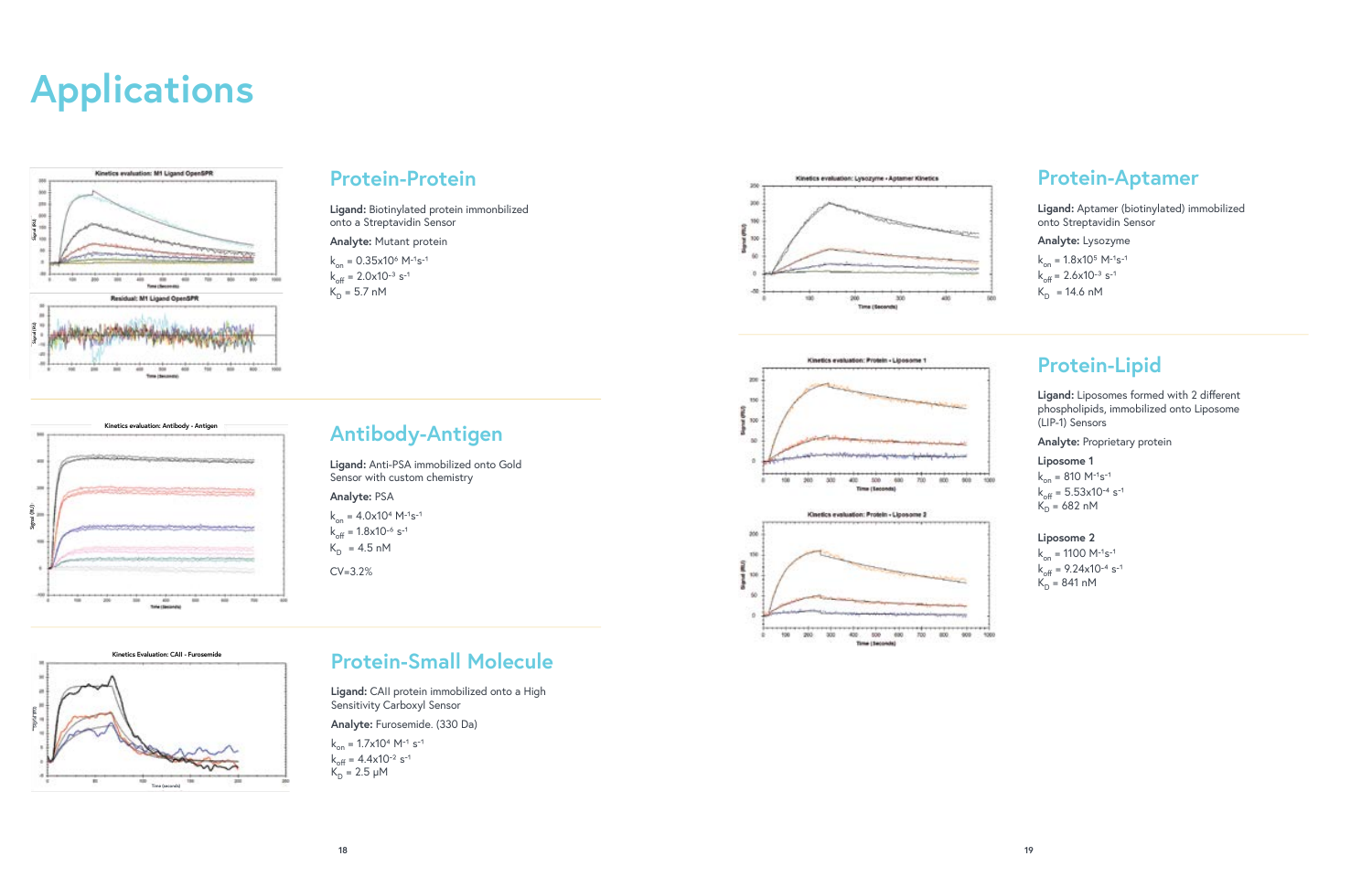# Applications

## Protein-Protein

**Ligand:** Biotinylated protein immonbilized onto a Streptavidin Sensor

**Analyte:** Mutant protein

$k_{on}$ = $0.35 \times 10^6$ $M^{-1}s^{-1}$
$k_{off}$ = $2.0 \times 10^{-3}$ $s^{-1}$
$K_D$ = 5.7 nM

## Antibody-Antigen

**Ligand:** Anti-PSA immobilized onto Gold Sensor with custom chemistry

**Analyte:** PSA

$k_{on}$ = $4.0 \times 10^4$ $M^{-1}s^{-1}$
$k_{off}$ = $1.8 \times 10^{-6}$ $s^{-1}$
$K_D$ = 4.5 nM

CV=3.2%

## Protein-Small Molecule

**Ligand:** CAII protein immobilized onto a High Sensitivity Carboxyl Sensor

**Analyte:** Furosemide. (330 Da)

$k_{on}$ = $1.7 \times 10^4$ $M^{-1}$ $s^{-1}$
$k_{off}$ = $4.4 \times 10^{-2}$ $s^{-1}$
$K_D$ = 2.5 μM

## Protein-Aptamer

**Ligand:** Aptamer (biotinylated) immobilized onto Streptavidin Sensor

**Analyte:** Lysozyme

$k_{on}$ = $1.8 \times 10^5$ $M^{-1}s^{-1}$
$k_{off}$ = $2.6 \times 10^{-3}$ $s^{-1}$
$K_D$ = 14.6 nM

## Protein-Lipid

**Ligand:** Liposomes formed with 2 different phospholipids, immobilized onto Liposome (LIP-1) Sensors

**Analyte:** Proprietary protein

**Liposome 1**

$k_{on}$ = 810 $M^{-1}s^{-1}$
$k_{off}$ = $5.53 \times 10^{-4}$ $s^{-1}$
$K_D$ = 682 nM

**Liposome 2**

$k_{on}$ = 1100 $M^{-1}s^{-1}$
$k_{off}$ = $9.24 \times 10^{-4}$ $s^{-1}$
$K_D$ = 841 nM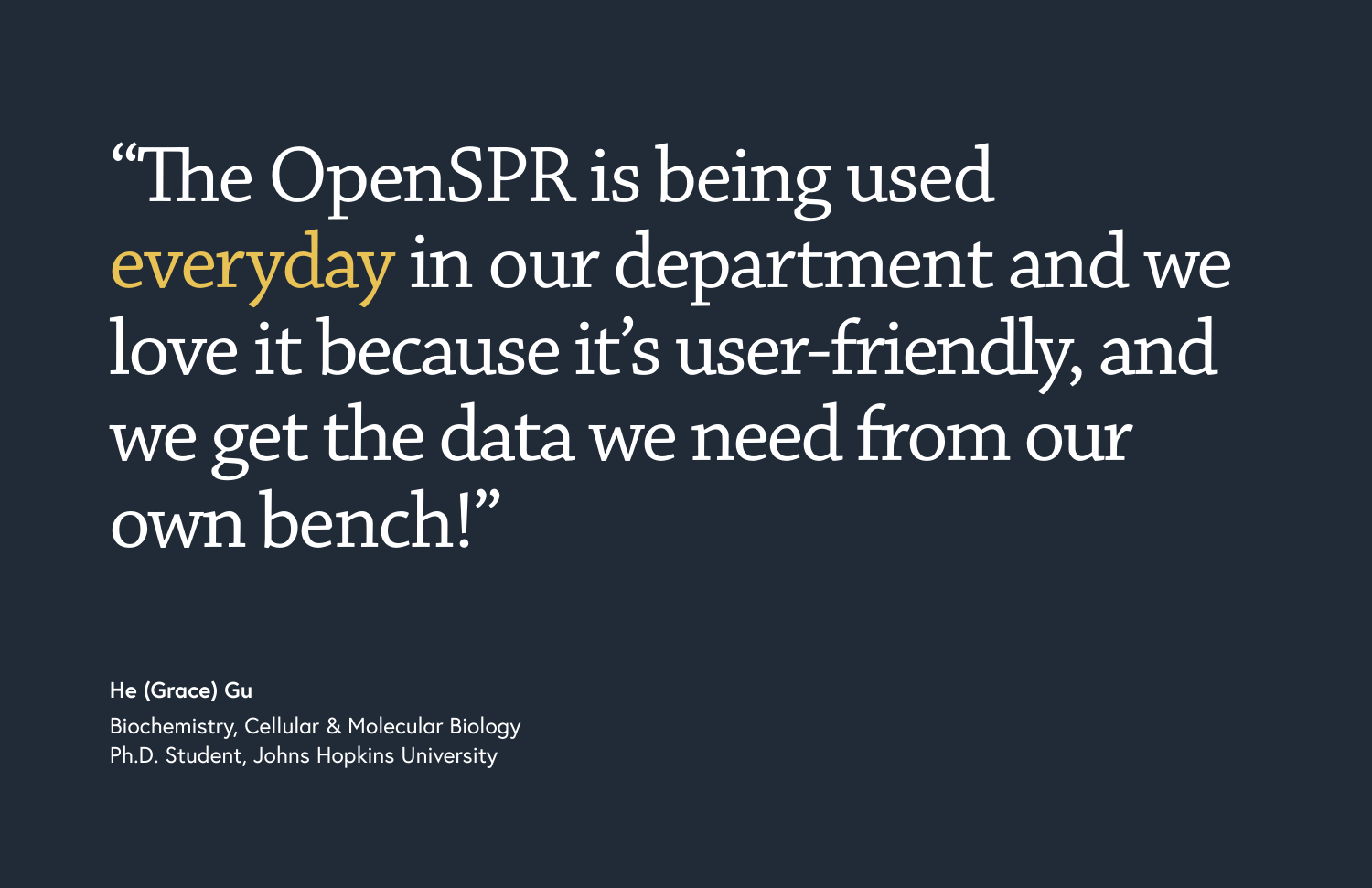"The OpenSPR is being used everyday in our department and we love it because it's user-friendly, and we get the data we need from our own bench!"

**He (Grace) Gu**

Biochemistry, Cellular & Molecular Biology
Ph.D. Student, Johns Hopkins University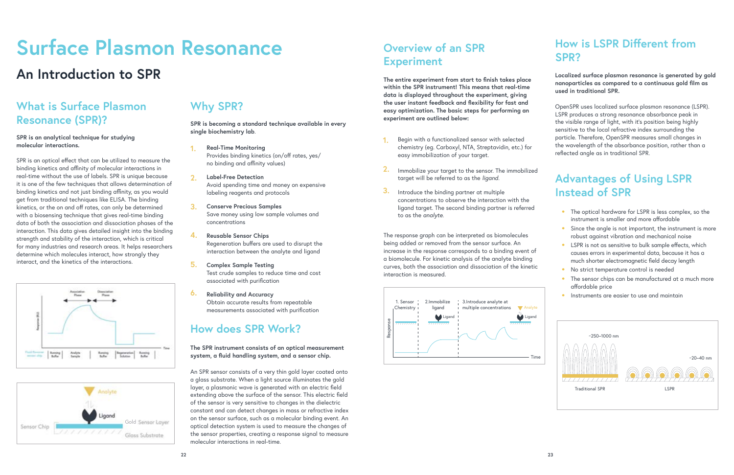# Surface Plasmon Resonance

## An Introduction to SPR

### What is Surface Plasmon Resonance (SPR)?

**SPR is an analytical technique for studying molecular interactions.**

SPR is an optical effect that can be utilized to measure the binding kinetics and affinity of molecular interactions in real-time without the use of labels. SPR is unique because it is one of the few techniques that allows determination of binding kinetics and not just binding affinity, as you would get from traditional techniques like ELISA. The binding kinetics, or the on and off rates, can only be determined with a biosensing technique that gives real-time binding data of both the association and dissociation phases of the interaction. This data gives detailed insight into the binding strength and stability of the interaction, which is critical for many industries and research areas. It helps researchers determine which molecules interact, how strongly they interact, and the kinetics of the interactions.

### Why SPR?

**SPR is becoming a standard technique available in every single biochemistry lab.**

1. **Real-Time Monitoring**
   Provides binding kinetics (on/off rates, yes/no binding and affinity values)
2. **Label-Free Detection**
   Avoid spending time and money on expensive labeling reagents and protocols
3. **Conserve Precious Samples**
   Save money using low sample volumes and concentrations
4. **Reusable Sensor Chips**
   Regeneration buffers are used to disrupt the interaction between the analyte and ligand
5. **Complex Sample Testing**
   Test crude samples to reduce time and cost associated with purification
6. **Reliability and Accuracy**
   Obtain accurate results from repeatable measurements associated with purification

### How does SPR Work?

**The SPR instrument consists of an optical measurement system, a fluid handling system, and a sensor chip.**

An SPR sensor consists of a very thin gold layer coated onto a glass substrate. When a light source illuminates the gold layer, a plasmonic wave is generated with an electric field extending above the surface of the sensor. This electric field of the sensor is very sensitive to changes in the dielectric constant and can detect changes in mass or refractive index on the sensor surface, such as a molecular binding event. An optical detection system is used to measure the changes of the sensor properties, creating a response signal to measure molecular interactions in real-time.

### Overview of an SPR Experiment

**The entire experiment from start to finish takes place within the SPR instrument! This means that real-time data is displayed throughout the experiment, giving the user instant feedback and flexibility for fast and easy optimization. The basic steps for performing an experiment are outlined below:**

1. Begin with a functionalized sensor with selected chemistry (eg. Carboxyl, NTA, Streptavidin, etc.) for easy immobilization of your target.
2. Immobilize your target to the sensor. The immobilized target will be referred to as the *ligand*.
3. Introduce the binding partner at multiple concentrations to observe the interaction with the ligand target. The second binding partner is referred to as the *analyte*.

The response graph can be interpreted as biomolecules being added or removed from the sensor surface. An increase in the response corresponds to a binding event of a biomolecule. For kinetic analysis of the analyte binding curves, both the association and dissociation of the kinetic interaction is measured.

### How is LSPR Different from SPR?

**Localized surface plasmon resonance is generated by gold nanoparticles as compared to a continuous gold film as used in traditional SPR.**

OpenSPR uses localized surface plasmon resonance (LSPR). LSPR produces a strong resonance absorbance peak in the visible range of light, with it's position being highly sensitive to the local refractive index surrounding the particle. Therefore, OpenSPR measures small changes in the wavelength of the absorbance position, rather than a reflected angle as in traditional SPR.

### Advantages of Using LSPR Instead of SPR

- The optical hardware for LSPR is less complex, so the instrument is smaller and more affordable
- Since the angle is not important, the instrument is more robust against vibration and mechanical noise
- LSPR is not as sensitive to bulk sample effects, which causes errors in experimental data, because it has a much shorter electromagnetic field decay length
- No strict temperature control is needed
- The sensor chips can be manufactured at a much more affordable price
- Instruments are easier to use and maintain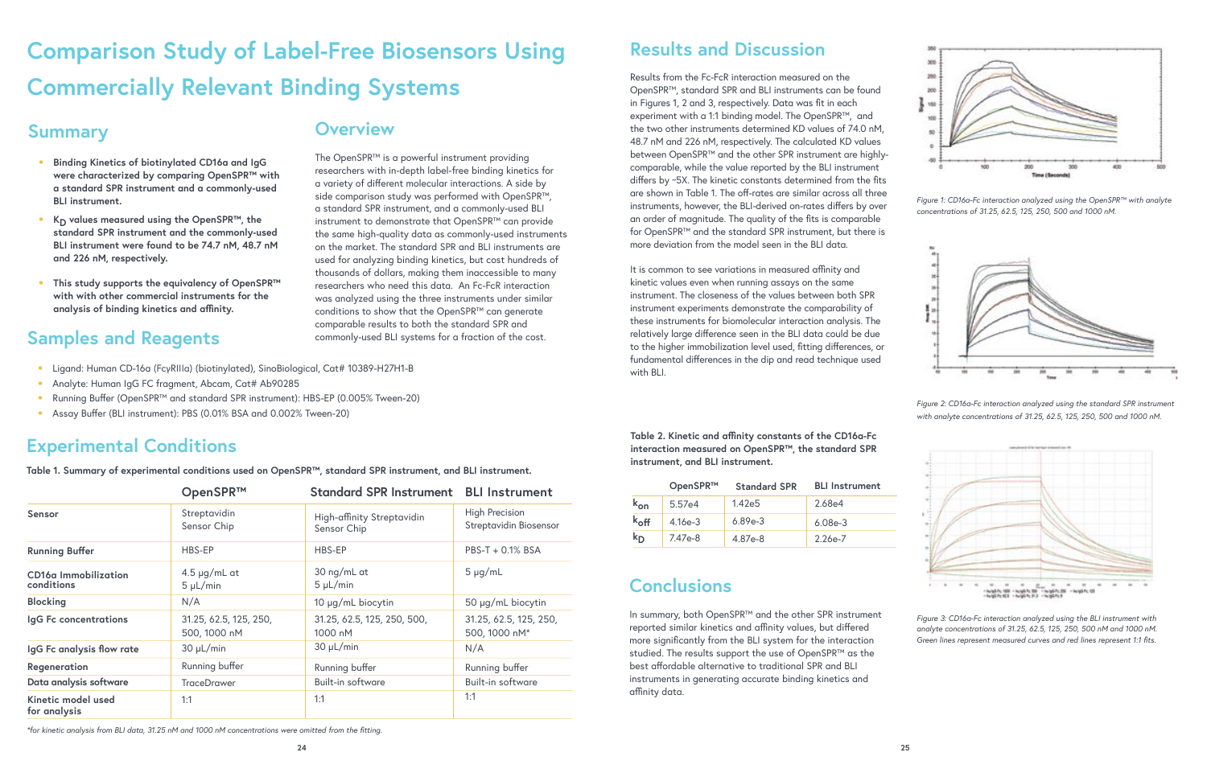# Comparison Study of Label-Free Biosensors Using Commercially Relevant Binding Systems

## Summary

- **Binding Kinetics of biotinylated CD16a and IgG were characterized by comparing OpenSPR™ with a standard SPR instrument and a commonly-used BLI instrument.**
- **$K_D$ values measured using the OpenSPR™, the standard SPR instrument and the commonly-used BLI instrument were found to be 74.7 nM, 48.7 nM and 226 nM, respectively.**
- **This study supports the equivalency of OpenSPR™ with with other commercial instruments for the analysis of binding kinetics and affinity.**

## Overview

The OpenSPR™ is a powerful instrument providing researchers with in-depth label-free binding kinetics for a variety of different molecular interactions. A side by side comparison study was performed with OpenSPR™, a standard SPR instrument, and a commonly-used BLI instrument to demonstrate that OpenSPR™ can provide the same high-quality data as commonly-used instruments on the market. The standard SPR and BLI instruments are used for analyzing binding kinetics, but cost hundreds of thousands of dollars, making them inaccessible to many researchers who need this data. An Fc-FcR interaction was analyzed using the three instruments under similar conditions to show that the OpenSPR™ can generate comparable results to both the standard SPR and commonly-used BLI systems for a fraction of the cost.

## Samples and Reagents

- Ligand: Human CD-16a (FcγRIIIa) (biotinylated), SinoBiological, Cat# 10389-H27H1-B
- Analyte: Human IgG FC fragment, Abcam, Cat# Ab90285
- Running Buffer (OpenSPR™ and standard SPR instrument): HBS-EP (0.005% Tween-20)
- Assay Buffer (BLI instrument): PBS (0.01% BSA and 0.002% Tween-20)

## Experimental Conditions

**Table 1. Summary of experimental conditions used on OpenSPR™, standard SPR instrument, and BLI instrument.**

| | OpenSPR™ | Standard SPR Instrument | BLI Instrument |
|---|---|---|---|
| **Sensor** | Streptavidin Sensor Chip | High-affinity Streptavidin Sensor Chip | High Precision Streptavidin Biosensor |
| **Running Buffer** | HBS-EP | HBS-EP | PBS-T + 0.1% BSA |
| **CD16a Immobilization conditions** | 4.5 μg/mL at 5 μL/min | 30 ng/mL at 5 μL/min | 5 μg/mL |
| **Blocking** | N/A | 10 μg/mL biocytin | 50 μg/mL biocytin |
| **IgG Fc concentrations** | 31.25, 62.5, 125, 250, 500, 1000 nM | 31.25, 62.5, 125, 250, 500, 1000 nM | 31.25, 62.5, 125, 250, 500, 1000 nM* |
| **IgG Fc analysis flow rate** | 30 μL/min | 30 μL/min | N/A |
| **Regeneration** | Running buffer | Running buffer | Running buffer |
| **Data analysis software** | TraceDrawer | Built-in software | Built-in software |
| **Kinetic model used for analysis** | 1:1 | 1:1 | 1:1 |

*for kinetic analysis from BLI data, 31.25 nM and 1000 nM concentrations were omitted from the fitting.

## Results and Discussion

Results from the Fc-FcR interaction measured on the OpenSPR™, standard SPR and BLI instruments can be found in Figures 1, 2 and 3, respectively. Data was fit in each experiment with a 1:1 binding model. The OpenSPR™, and the two other instruments determined KD values of 74.0 nM, 48.7 nM and 226 nM, respectively. The calculated KD values between OpenSPR™ and the other SPR instrument are highly-comparable, while the value reported by the BLI instrument differs by ~5X. The kinetic constants determined from the fits are shown in Table 1. The off-rates are similar across all three instruments, however, the BLI-derived on-rates differs by over an order of magnitude. The quality of the fits is comparable for OpenSPR™ and the standard SPR instrument, but there is more deviation from the model seen in the BLI data.

It is common to see variations in measured affinity and kinetic values even when running assays on the same instrument. The closeness of the values between both SPR instrument experiments demonstrate the comparability of these instruments for biomolecular interaction analysis. The relatively large difference seen in the BLI data could be due to the higher immobilization level used, fitting differences, or fundamental differences in the dip and read technique used with BLI.

**Table 2. Kinetic and affinity constants of the CD16a-Fc interaction measured on OpenSPR™, the standard SPR instrument, and BLI instrument.**

| | OpenSPR™ | Standard SPR | BLI Instrument |
|---|---|---|---|
| $k_{on}$ | 5.57e4 | 1.42e5 | 2.68e4 |
| $k_{off}$ | 4.16e-3 | 6.89e-3 | 6.08e-3 |
| $k_D$ | 7.47e-8 | 4.87e-8 | 2.26e-7 |

## Conclusions

In summary, both OpenSPR™ and the other SPR instrument reported similar kinetics and affinity values, but differed more significantly from the BLI system for the interaction studied. The results support the use of OpenSPR™ as the best affordable alternative to traditional SPR and BLI instruments in generating accurate binding kinetics and affinity data.

*Figure 1: CD16a-Fc interaction analyzed using the OpenSPR™ with analyte concentrations of 31.25, 62.5, 125, 250, 500 and 1000 nM.*

*Figure 2: CD16a-Fc interaction analyzed using the standard SPR instrument with analyte concentrations of 31.25, 62.5, 125, 250, 500 and 1000 nM.*

*Figure 3: CD16a-Fc interaction analyzed using the BLI instrument with analyte concentrations of 31.25, 62.5, 125, 250, 500 nM and 1000 nM. Green lines represent measured curves and red lines represent 1:1 fits.*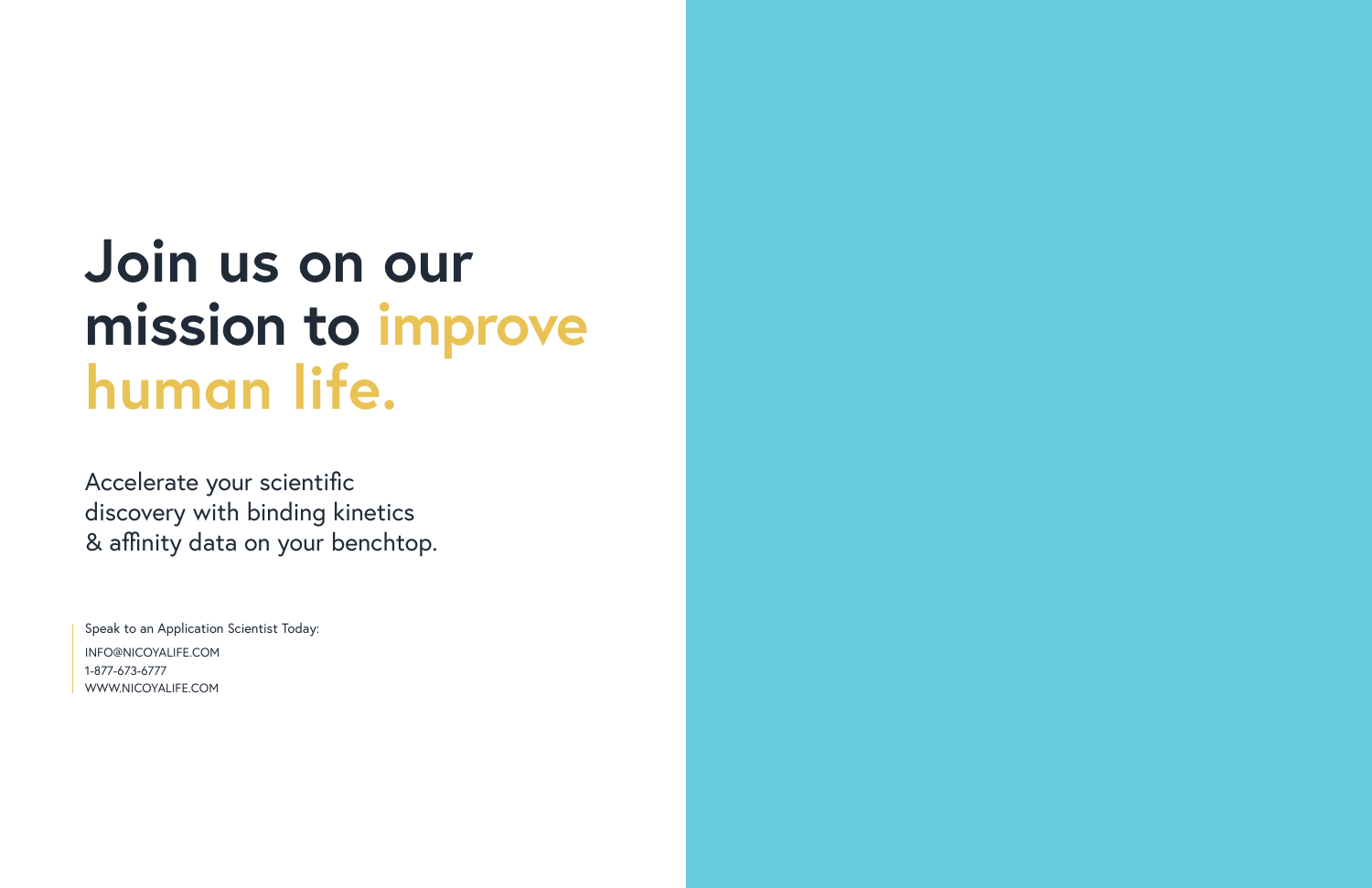# Join us on our mission to improve human life.

Accelerate your scientific discovery with binding kinetics & affinity data on your benchtop.

Speak to an Application Scientist Today:

INFO@NICOYALIFE.COM  
1-877-673-6777  
WWW.NICOYALIFE.COM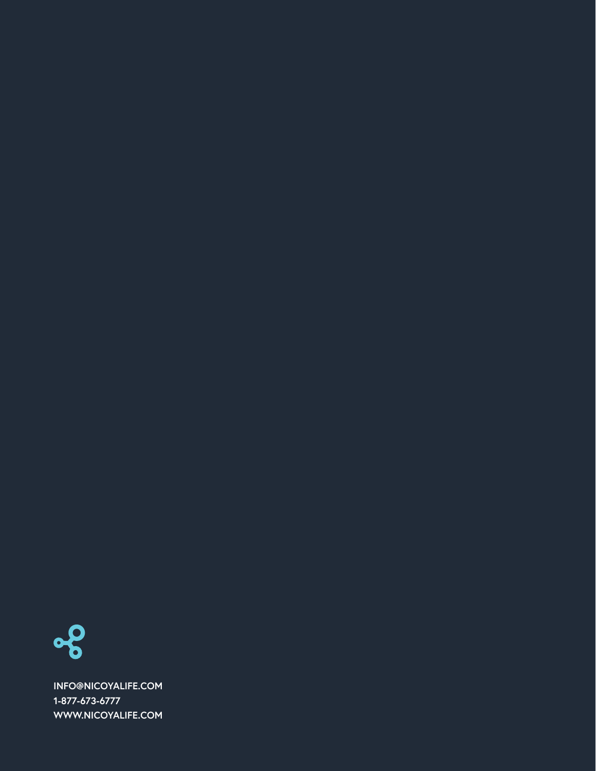INFO@NICOYALIFE.COM
1-877-673-6777
WWW.NICOYALIFE.COM